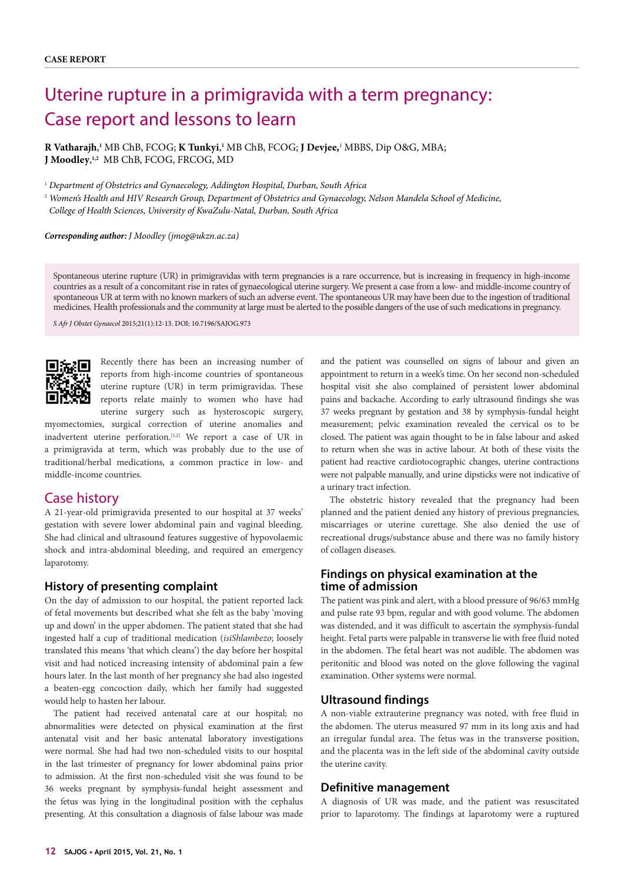CASE REPORT

# Uterine rupture in a primigravida with a term pregnancy: Case report and lessons to learn

**R Vatharajh**,[1] MB ChB, FCOG; **K Tunkyi**,[1] MB ChB, FCOG; **J Devjee**,[1] MBBS, Dip O&G, MBA; **J Moodley**,[1,2] MB ChB, FCOG, FRCOG, MD

[1] *Department of Obstetrics and Gynaecology, Addington Hospital, Durban, South Africa*

[2] *Women's Health and HIV Research Group, Department of Obstetrics and Gynaecology, Nelson Mandela School of Medicine, College of Health Sciences, University of KwaZulu-Natal, Durban, South Africa*

***Corresponding author:*** *J Moodley (jmog@ukzn.ac.za)*

Spontaneous uterine rupture (UR) in primigravidas with term pregnancies is a rare occurrence, but is increasing in frequency in high-income countries as a result of a concomitant rise in rates of gynaecological uterine surgery. We present a case from a low- and middle-income country of spontaneous UR at term with no known markers of such an adverse event. The spontaneous UR may have been due to the ingestion of traditional medicines. Health professionals and the community at large must be alerted to the possible dangers of the use of such medications in pregnancy.

*S Afr J Obstet Gynaecol* 2015;21(1):12-13. DOI: 10.7196/SAJOG.973

Recently there has been an increasing number of reports from high-income countries of spontaneous uterine rupture (UR) in term primigravidas. These reports relate mainly to women who have had uterine surgery such as hysteroscopic surgery, myomectomies, surgical correction of uterine anomalies and inadvertent uterine perforation.[1,2] We report a case of UR in a primigravida at term, which was probably due to the use of traditional/herbal medications, a common practice in low- and middle-income countries.

## Case history

A 21-year-old primigravida presented to our hospital at 37 weeks' gestation with severe lower abdominal pain and vaginal bleeding. She had clinical and ultrasound features suggestive of hypovolaemic shock and intra-abdominal bleeding, and required an emergency laparotomy.

### History of presenting complaint

On the day of admission to our hospital, the patient reported lack of fetal movements but described what she felt as the baby 'moving up and down' in the upper abdomen. The patient stated that she had ingested half a cup of traditional medication (*isiShlambezo*; loosely translated this means 'that which cleans') the day before her hospital visit and had noticed increasing intensity of abdominal pain a few hours later. In the last month of her pregnancy she had also ingested a beaten-egg concoction daily, which her family had suggested would help to hasten her labour.

The patient had received antenatal care at our hospital; no abnormalities were detected on physical examination at the first antenatal visit and her basic antenatal laboratory investigations were normal. She had had two non-scheduled visits to our hospital in the last trimester of pregnancy for lower abdominal pains prior to admission. At the first non-scheduled visit she was found to be 36 weeks pregnant by symphysis-fundal height assessment and the fetus was lying in the longitudinal position with the cephalus presenting. At this consultation a diagnosis of false labour was made and the patient was counselled on signs of labour and given an appointment to return in a week's time. On her second non-scheduled hospital visit she also complained of persistent lower abdominal pains and backache. According to early ultrasound findings she was 37 weeks pregnant by gestation and 38 by symphysis-fundal height measurement; pelvic examination revealed the cervical os to be closed. The patient was again thought to be in false labour and asked to return when she was in active labour. At both of these visits the patient had reactive cardiotocographic changes, uterine contractions were not palpable manually, and urine dipsticks were not indicative of a urinary tract infection.

The obstetric history revealed that the pregnancy had been planned and the patient denied any history of previous pregnancies, miscarriages or uterine curettage. She also denied the use of recreational drugs/substance abuse and there was no family history of collagen diseases.

### Findings on physical examination at the time of admission

The patient was pink and alert, with a blood pressure of 96/63 mmHg and pulse rate 93 bpm, regular and with good volume. The abdomen was distended, and it was difficult to ascertain the symphysis-fundal height. Fetal parts were palpable in transverse lie with free fluid noted in the abdomen. The fetal heart was not audible. The abdomen was peritonitic and blood was noted on the glove following the vaginal examination. Other systems were normal.

### Ultrasound findings

A non-viable extrauterine pregnancy was noted, with free fluid in the abdomen. The uterus measured 97 mm in its long axis and had an irregular fundal area. The fetus was in the transverse position, and the placenta was in the left side of the abdominal cavity outside the uterine cavity.

### Definitive management

A diagnosis of UR was made, and the patient was resuscitated prior to laparotomy. The findings at laparotomy were a ruptured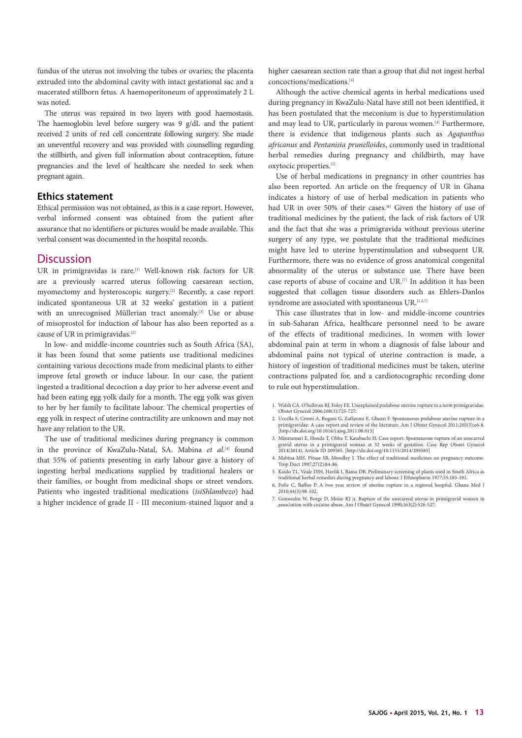fundus of the uterus not involving the tubes or ovaries; the placenta extruded into the abdominal cavity with intact gestational sac and a macerated stillborn fetus. A haemoperitoneum of approximately 2 L was noted.

The uterus was repaired in two layers with good haemostasis. The haemoglobin level before surgery was 9 g/dL and the patient received 2 units of red cell concentrate following surgery. She made an uneventful recovery and was provided with counselling regarding the stillbirth, and given full information about contraception, future pregnancies and the level of healthcare she needed to seek when pregnant again.

## Ethics statement

Ethical permission was not obtained, as this is a case report. However, verbal informed consent was obtained from the patient after assurance that no identifiers or pictures would be made available. This verbal consent was documented in the hospital records.

## Discussion

UR in primigravidas is rare.[1] Well-known risk factors for UR are a previously scarred uterus following caesarean section, myomectomy and hysteroscopic surgery.[2] Recently, a case report indicated spontaneous UR at 32 weeks' gestation in a patient with an unrecognised Müllerian tract anomaly.[3] Use or abuse of misoprostol for induction of labour has also been reported as a cause of UR in primigravidas.[2]

In low- and middle-income countries such as South Africa (SA), it has been found that some patients use traditional medicines containing various decoctions made from medicinal plants to either improve fetal growth or induce labour. In our case, the patient ingested a traditional decoction a day prior to her adverse event and had been eating egg yolk daily for a month. The egg yolk was given to her by her family to facilitate labour. The chemical properties of egg yolk in respect of uterine contractility are unknown and may not have any relation to the UR.

The use of traditional medicines during pregnancy is common in the province of KwaZulu-Natal, SA. Mabina *et al*.[4] found that 55% of patients presenting in early labour gave a history of ingesting herbal medications supplied by traditional healers or their families, or bought from medicinal shops or street vendors. Patients who ingested traditional medications (*isiShlambezo*) had a higher incidence of grade II - III meconium-stained liquor and a higher caesarean section rate than a group that did not ingest herbal concoctions/medications.[4]

Although the active chemical agents in herbal medications used during pregnancy in KwaZulu-Natal have still not been identified, it has been postulated that the meconium is due to hyperstimulation and may lead to UR, particularly in parous women.[4] Furthermore, there is evidence that indigenous plants such as *Agapanthus africanus* and *Pentanisia prunelloides*, commonly used in traditional herbal remedies during pregnancy and childbirth, may have oxytocic properties.[5]

Use of herbal medications in pregnancy in other countries has also been reported. An article on the frequency of UR in Ghana indicates a history of use of herbal medication in patients who had UR in over 50% of their cases.[6] Given the history of use of traditional medicines by the patient, the lack of risk factors of UR and the fact that she was a primigravida without previous uterine surgery of any type, we postulate that the traditional medicines might have led to uterine hyperstimulation and subsequent UR. Furthermore, there was no evidence of gross anatomical congenital abnormality of the uterus or substance use. There have been case reports of abuse of cocaine and UR.[7] In addition it has been suggested that collagen tissue disorders such as Ehlers-Danlos syndrome are associated with spontaneous UR.[1,2,7]

This case illustrates that in low- and middle-income countries in sub-Saharan Africa, healthcare personnel need to be aware of the effects of traditional medicines. In women with lower abdominal pain at term in whom a diagnosis of false labour and abdominal pains not typical of uterine contraction is made, a history of ingestion of traditional medicines must be taken, uterine contractions palpated for, and a cardiotocographic recording done to rule out hyperstimulation.

1. Walsh CA, O'Sullivan RJ, Foley FE. Unexplained prelabour uterine rupture in a term primigravidae. Obstet Gynecol 2006;108(3):725-727.
2. Uccella S, Cromi A, Bogani G, Zaffaroni E, Ghezzi F. Spontaneous prelabour uterine rupture in a primigravidae: A case report and review of the literature. Am J Obstet Gynecol 2011;205(5):e6-8. [http://dx.doi.org/10.1016/j.ajog.2011.08.013]
3. Mizutamari E, Honda T, Ohba T, Katabuchi H. Case report: Spontaneous rupture of an unscarred gravid uterus in a primigravid woman at 32 weeks of gestation. Case Rep Obstet Gynecol 2014(2014), Article ID 209585. [http://dx.doi.org/10.1155/2014/209585]
4. Mabina MH, Pitsoe SB, Moodley J. The effect of traditional medicines on pregnancy outcome. Trop Doct 1997;27(2):84-86.
5. Kaido TL, Veale DJH, Havlik I, Rama DB. Preliminary screening of plants used in South Africa as traditional herbal remedies during pregnancy and labour. J Ethnopharm 1977;55:185-191.
6. Fofie C, Baffoe P. A two year review of uterine rupture in a regional hospital. Ghana Med J 2010;44(3):98-102.
7. Gonsoulin W, Borge D, Moise KJ jr. Rupture of the unscarred uterus in primigravid women in association with cocaine abuse. Am J Obstet Gynecol 1990;163(2):526-527.